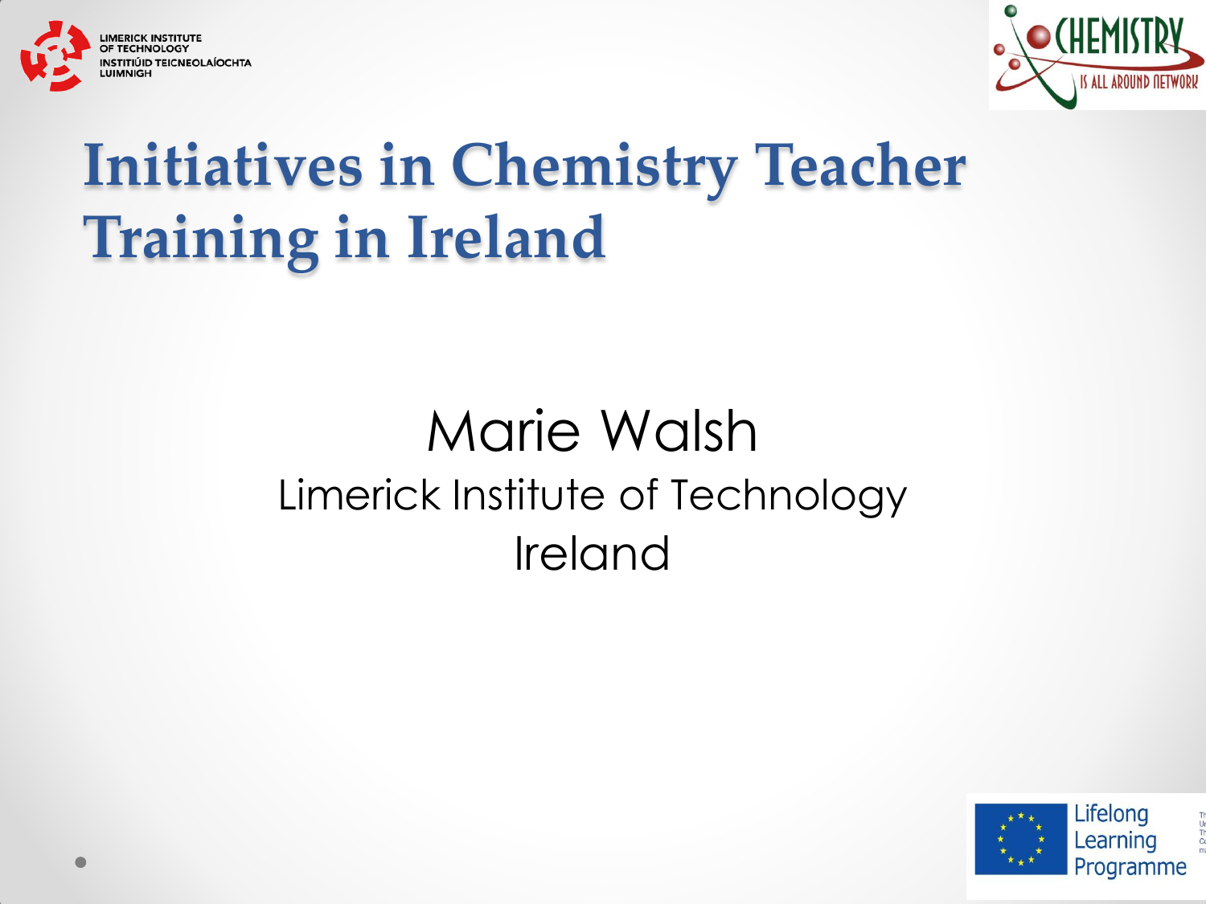# Initiatives in Chemistry Teacher Training in Ireland

Marie Walsh

Limerick Institute of Technology

Ireland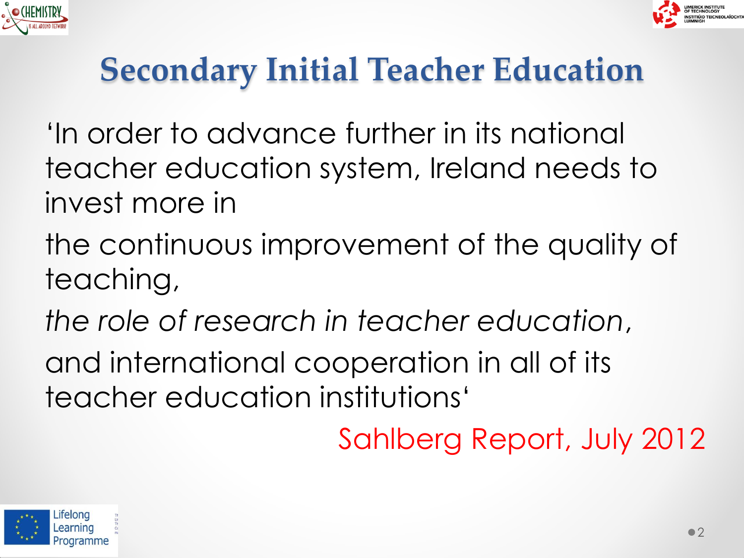# Secondary Initial Teacher Education

'In order to advance further in its national teacher education system, Ireland needs to invest more in

the continuous improvement of the quality of teaching,

*the role of research in teacher education*,

and international cooperation in all of its teacher education institutions'

Sahlberg Report, July 2012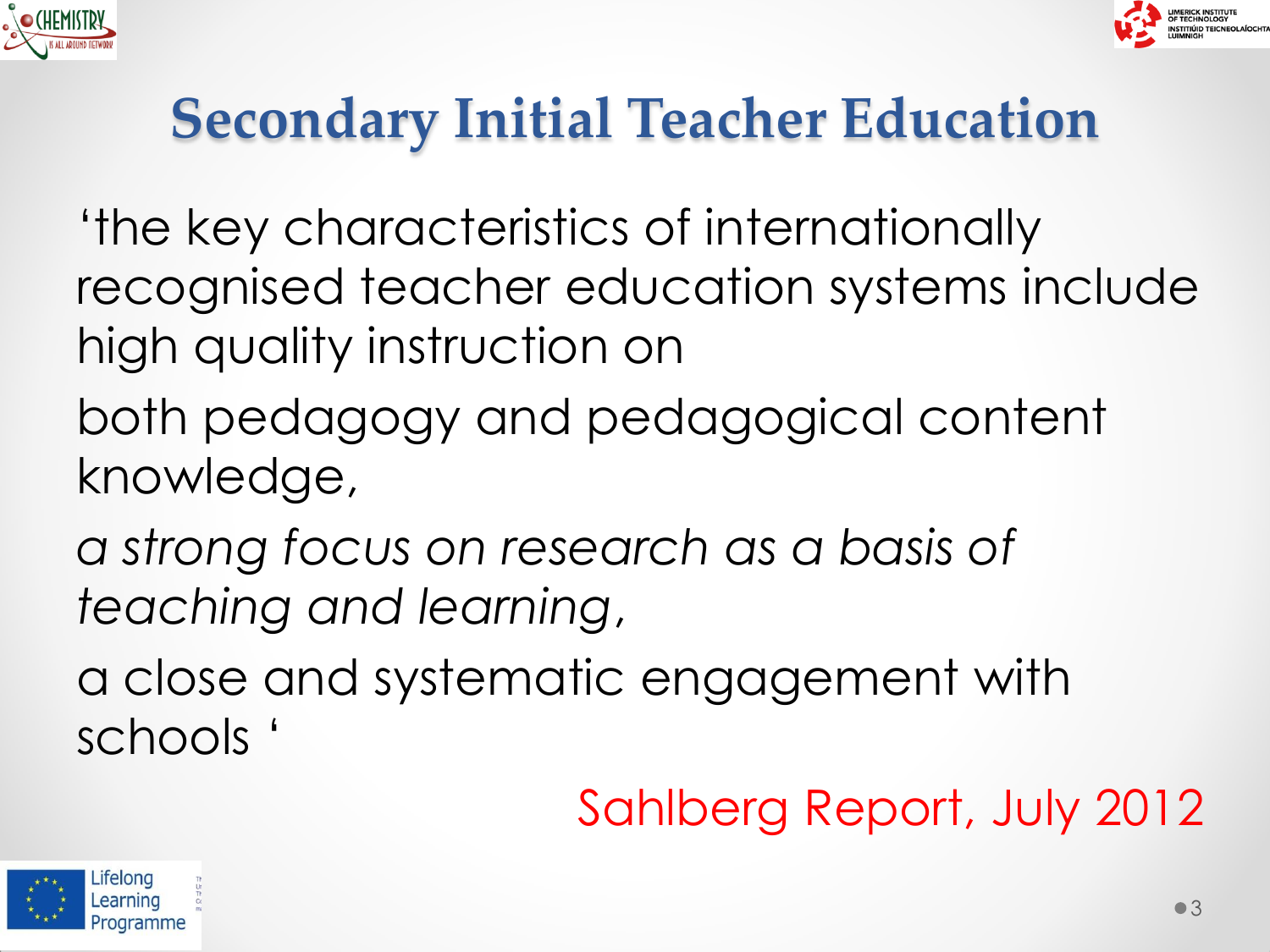# Secondary Initial Teacher Education

'the key characteristics of internationally recognised teacher education systems include high quality instruction on

both pedagogy and pedagogical content knowledge,

*a strong focus on research as a basis of teaching and learning*,

a close and systematic engagement with schools '

Sahlberg Report, July 2012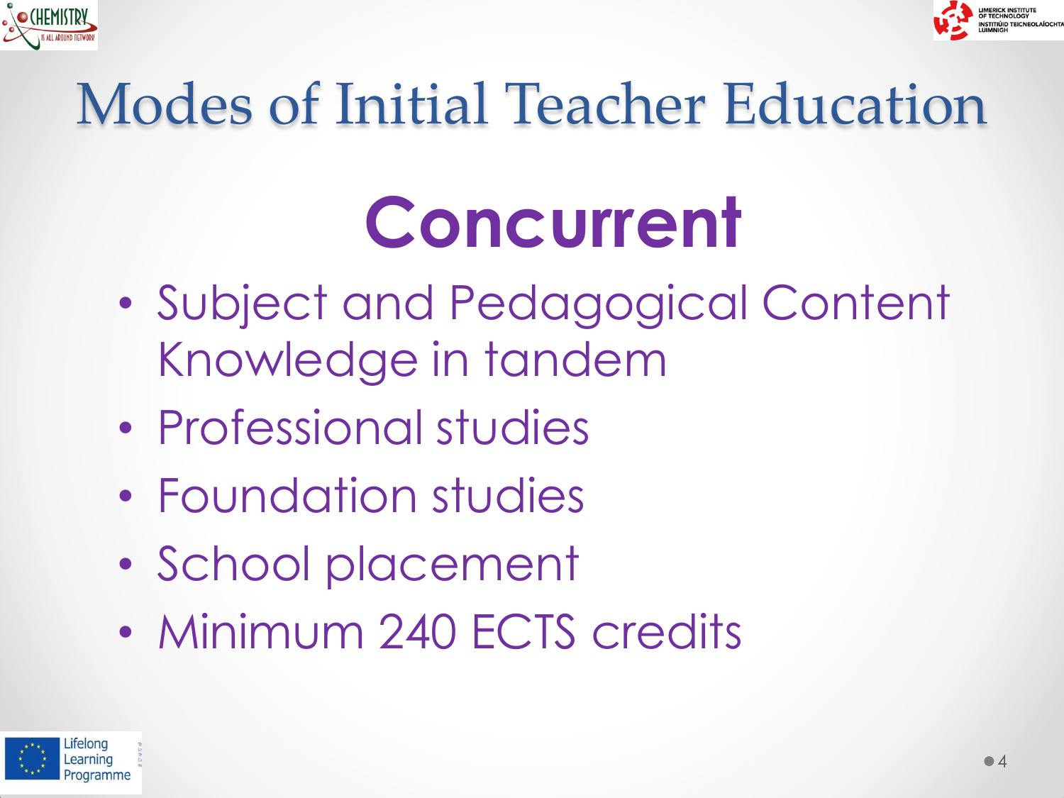# Modes of Initial Teacher Education

## Concurrent

- Subject and Pedagogical Content Knowledge in tandem
- Professional studies
- Foundation studies
- School placement
- Minimum 240 ECTS credits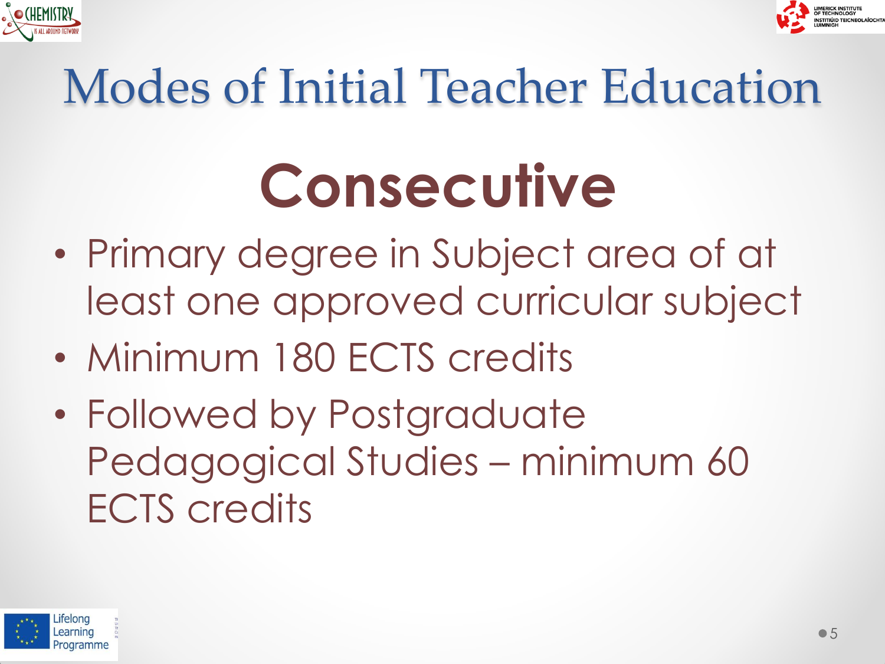# Modes of Initial Teacher Education

## Consecutive

- Primary degree in Subject area of at least one approved curricular subject
- Minimum 180 ECTS credits
- Followed by Postgraduate Pedagogical Studies – minimum 60 ECTS credits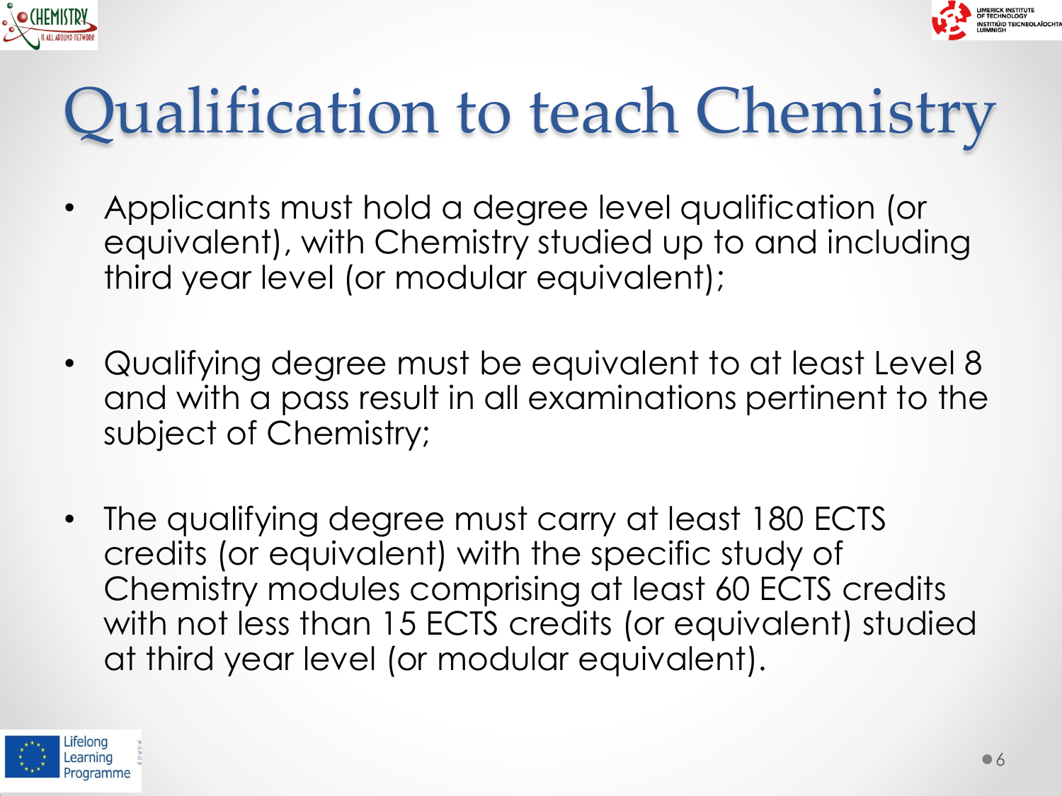# Qualification to teach Chemistry

- Applicants must hold a degree level qualification (or equivalent), with Chemistry studied up to and including third year level (or modular equivalent);
- Qualifying degree must be equivalent to at least Level 8 and with a pass result in all examinations pertinent to the subject of Chemistry;
- The qualifying degree must carry at least 180 ECTS credits (or equivalent) with the specific study of Chemistry modules comprising at least 60 ECTS credits with not less than 15 ECTS credits (or equivalent) studied at third year level (or modular equivalent).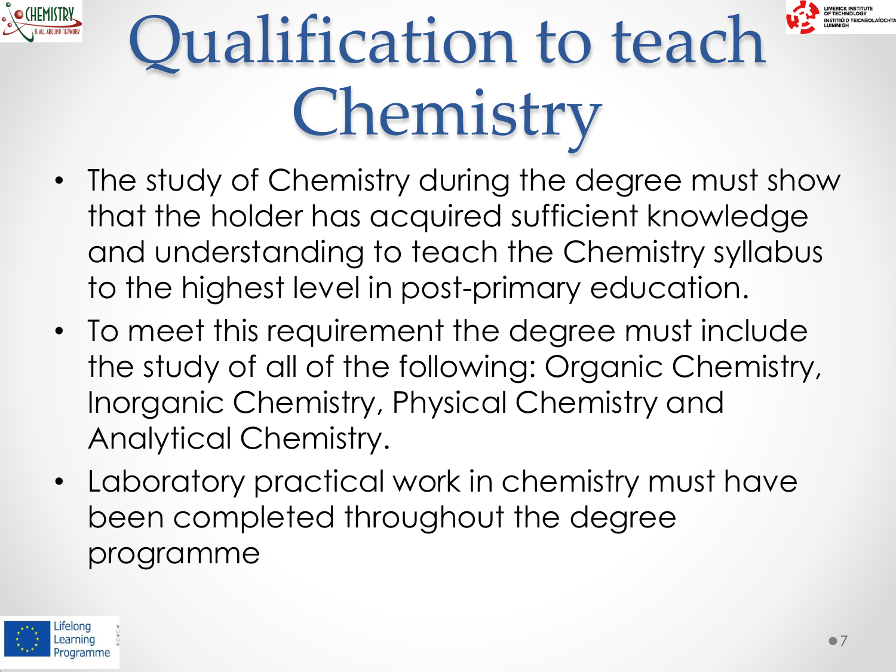# Qualification to teach Chemistry

- The study of Chemistry during the degree must show that the holder has acquired sufficient knowledge and understanding to teach the Chemistry syllabus to the highest level in post-primary education.
- To meet this requirement the degree must include the study of all of the following: Organic Chemistry, Inorganic Chemistry, Physical Chemistry and Analytical Chemistry.
- Laboratory practical work in chemistry must have been completed throughout the degree programme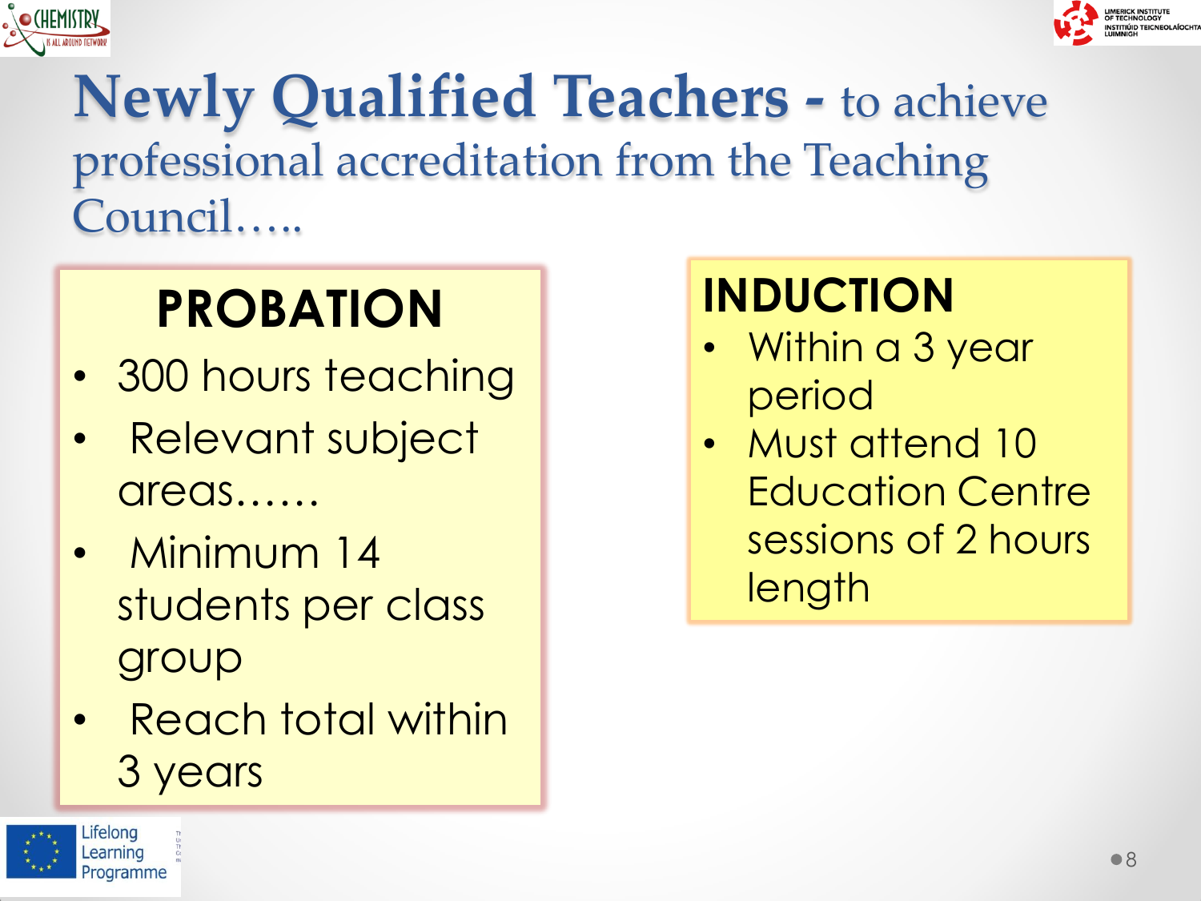# Newly Qualified Teachers - to achieve professional accreditation from the Teaching Council…..

## PROBATION

- 300 hours teaching
- Relevant subject areas……
- Minimum 14 students per class group
- Reach total within 3 years

## INDUCTION

- Within a 3 year period
- Must attend 10 Education Centre sessions of 2 hours length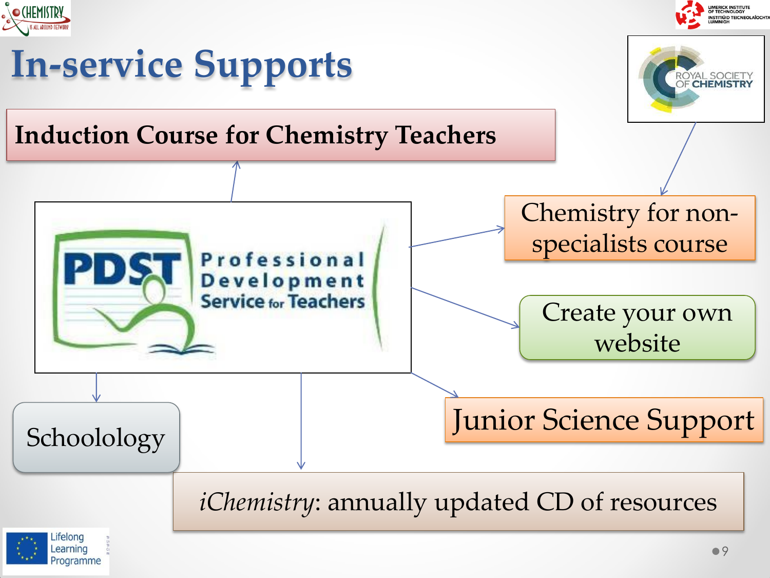# In-service Supports

- Induction Course for Chemistry Teachers
- Chemistry for non-specialists course
- Create your own website
- Junior Science Support
- Schoolology
- *iChemistry*: annually updated CD of resources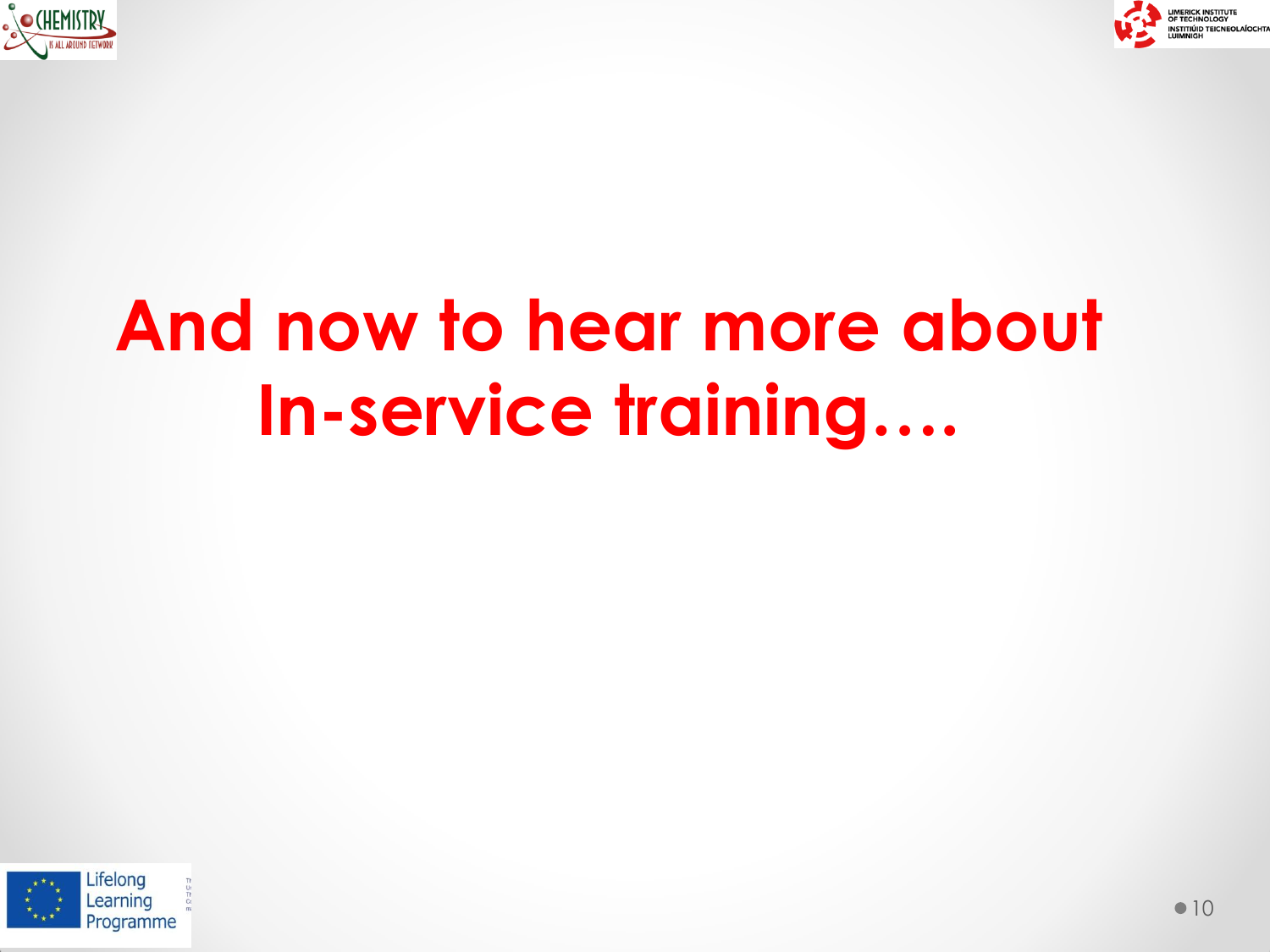# And now to hear more about In-service training….